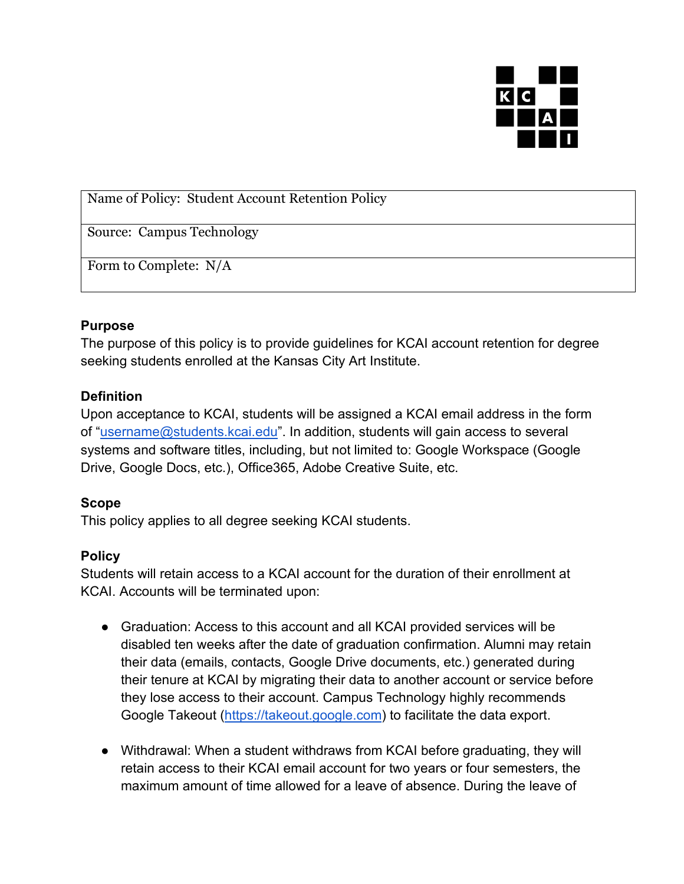| Name of Policy: Student Account Retention Policy |
| --- |
| Source: Campus Technology |
| Form to Complete: N/A |

**Purpose**

The purpose of this policy is to provide guidelines for KCAI account retention for degree seeking students enrolled at the Kansas City Art Institute.

**Definition**

Upon acceptance to KCAI, students will be assigned a KCAI email address in the form of "username@students.kcai.edu". In addition, students will gain access to several systems and software titles, including, but not limited to: Google Workspace (Google Drive, Google Docs, etc.), Office365, Adobe Creative Suite, etc.

**Scope**

This policy applies to all degree seeking KCAI students.

**Policy**

Students will retain access to a KCAI account for the duration of their enrollment at KCAI. Accounts will be terminated upon:

- Graduation: Access to this account and all KCAI provided services will be disabled ten weeks after the date of graduation confirmation. Alumni may retain their data (emails, contacts, Google Drive documents, etc.) generated during their tenure at KCAI by migrating their data to another account or service before they lose access to their account. Campus Technology highly recommends Google Takeout (https://takeout.google.com) to facilitate the data export.

- Withdrawal: When a student withdraws from KCAI before graduating, they will retain access to their KCAI email account for two years or four semesters, the maximum amount of time allowed for a leave of absence. During the leave of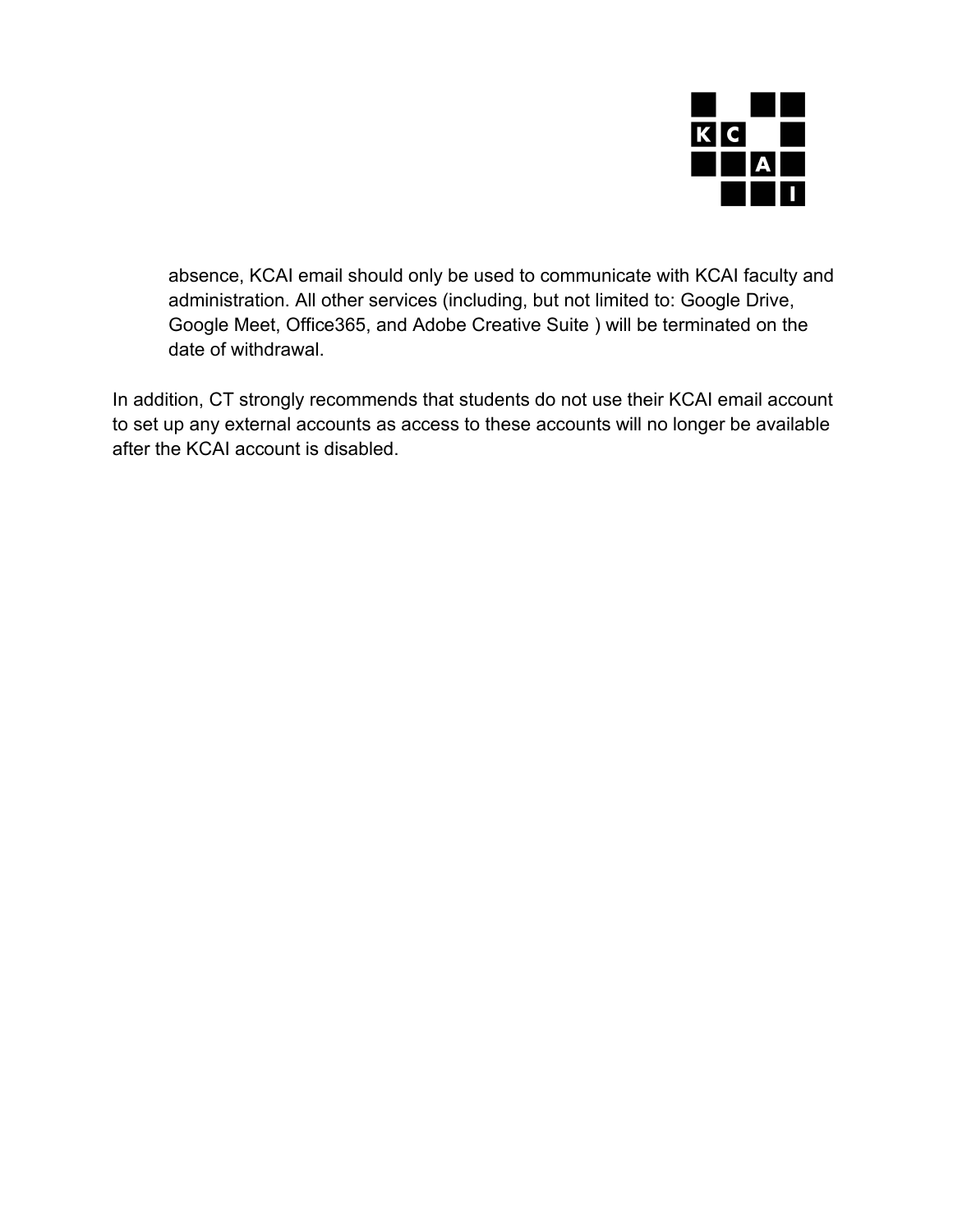absence, KCAI email should only be used to communicate with KCAI faculty and administration. All other services (including, but not limited to: Google Drive, Google Meet, Office365, and Adobe Creative Suite ) will be terminated on the date of withdrawal.

In addition, CT strongly recommends that students do not use their KCAI email account to set up any external accounts as access to these accounts will no longer be available after the KCAI account is disabled.